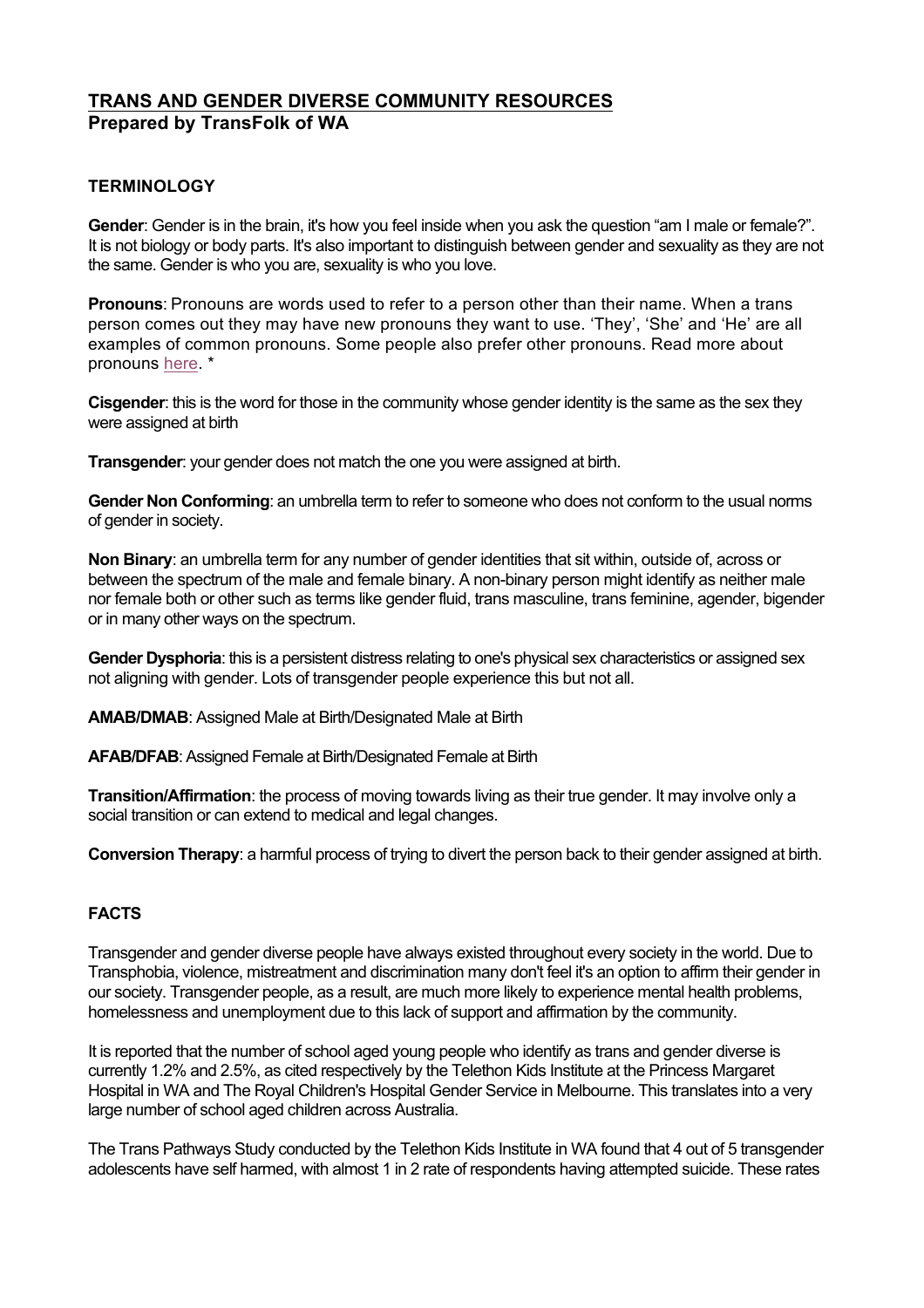## TRANS AND GENDER DIVERSE COMMUNITY RESOURCES

**Prepared by TransFolk of WA**

### TERMINOLOGY

**Gender**: Gender is in the brain, it's how you feel inside when you ask the question "am I male or female?". It is not biology or body parts. It's also important to distinguish between gender and sexuality as they are not the same. Gender is who you are, sexuality is who you love.

**Pronouns**: Pronouns are words used to refer to a person other than their name. When a trans person comes out they may have new pronouns they want to use. 'They', 'She' and 'He' are all examples of common pronouns. Some people also prefer other pronouns. Read more about pronouns here. *

**Cisgender**: this is the word for those in the community whose gender identity is the same as the sex they were assigned at birth

**Transgender**: your gender does not match the one you were assigned at birth.

**Gender Non Conforming**: an umbrella term to refer to someone who does not conform to the usual norms of gender in society.

**Non Binary**: an umbrella term for any number of gender identities that sit within, outside of, across or between the spectrum of the male and female binary. A non-binary person might identify as neither male nor female both or other such as terms like gender fluid, trans masculine, trans feminine, agender, bigender or in many other ways on the spectrum.

**Gender Dysphoria**: this is a persistent distress relating to one's physical sex characteristics or assigned sex not aligning with gender. Lots of transgender people experience this but not all.

**AMAB/DMAB**: Assigned Male at Birth/Designated Male at Birth

**AFAB/DFAB**: Assigned Female at Birth/Designated Female at Birth

**Transition/Affirmation**: the process of moving towards living as their true gender. It may involve only a social transition or can extend to medical and legal changes.

**Conversion Therapy**: a harmful process of trying to divert the person back to their gender assigned at birth.

### FACTS

Transgender and gender diverse people have always existed throughout every society in the world. Due to Transphobia, violence, mistreatment and discrimination many don't feel it's an option to affirm their gender in our society. Transgender people, as a result, are much more likely to experience mental health problems, homelessness and unemployment due to this lack of support and affirmation by the community.

It is reported that the number of school aged young people who identify as trans and gender diverse is currently 1.2% and 2.5%, as cited respectively by the Telethon Kids Institute at the Princess Margaret Hospital in WA and The Royal Children's Hospital Gender Service in Melbourne. This translates into a very large number of school aged children across Australia.

The Trans Pathways Study conducted by the Telethon Kids Institute in WA found that 4 out of 5 transgender adolescents have self harmed, with almost 1 in 2 rate of respondents having attempted suicide. These rates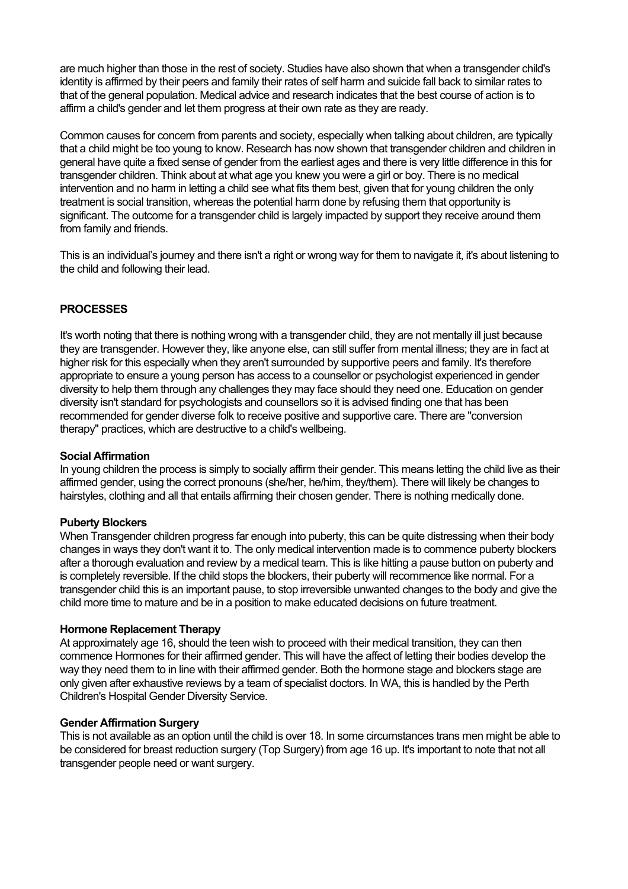are much higher than those in the rest of society. Studies have also shown that when a transgender child's identity is affirmed by their peers and family their rates of self harm and suicide fall back to similar rates to that of the general population. Medical advice and research indicates that the best course of action is to affirm a child's gender and let them progress at their own rate as they are ready.

Common causes for concern from parents and society, especially when talking about children, are typically that a child might be too young to know. Research has now shown that transgender children and children in general have quite a fixed sense of gender from the earliest ages and there is very little difference in this for transgender children. Think about at what age you knew you were a girl or boy. There is no medical intervention and no harm in letting a child see what fits them best, given that for young children the only treatment is social transition, whereas the potential harm done by refusing them that opportunity is significant. The outcome for a transgender child is largely impacted by support they receive around them from family and friends.

This is an individual's journey and there isn't a right or wrong way for them to navigate it, it's about listening to the child and following their lead.

## PROCESSES

It's worth noting that there is nothing wrong with a transgender child, they are not mentally ill just because they are transgender. However they, like anyone else, can still suffer from mental illness; they are in fact at higher risk for this especially when they aren't surrounded by supportive peers and family. It's therefore appropriate to ensure a young person has access to a counsellor or psychologist experienced in gender diversity to help them through any challenges they may face should they need one. Education on gender diversity isn't standard for psychologists and counsellors so it is advised finding one that has been recommended for gender diverse folk to receive positive and supportive care. There are "conversion therapy" practices, which are destructive to a child's wellbeing.

### Social Affirmation

In young children the process is simply to socially affirm their gender. This means letting the child live as their affirmed gender, using the correct pronouns (she/her, he/him, they/them). There will likely be changes to hairstyles, clothing and all that entails affirming their chosen gender. There is nothing medically done.

### Puberty Blockers

When Transgender children progress far enough into puberty, this can be quite distressing when their body changes in ways they don't want it to. The only medical intervention made is to commence puberty blockers after a thorough evaluation and review by a medical team. This is like hitting a pause button on puberty and is completely reversible. If the child stops the blockers, their puberty will recommence like normal. For a transgender child this is an important pause, to stop irreversible unwanted changes to the body and give the child more time to mature and be in a position to make educated decisions on future treatment.

### Hormone Replacement Therapy

At approximately age 16, should the teen wish to proceed with their medical transition, they can then commence Hormones for their affirmed gender. This will have the affect of letting their bodies develop the way they need them to in line with their affirmed gender. Both the hormone stage and blockers stage are only given after exhaustive reviews by a team of specialist doctors. In WA, this is handled by the Perth Children's Hospital Gender Diversity Service.

### Gender Affirmation Surgery

This is not available as an option until the child is over 18. In some circumstances trans men might be able to be considered for breast reduction surgery (Top Surgery) from age 16 up. It's important to note that not all transgender people need or want surgery.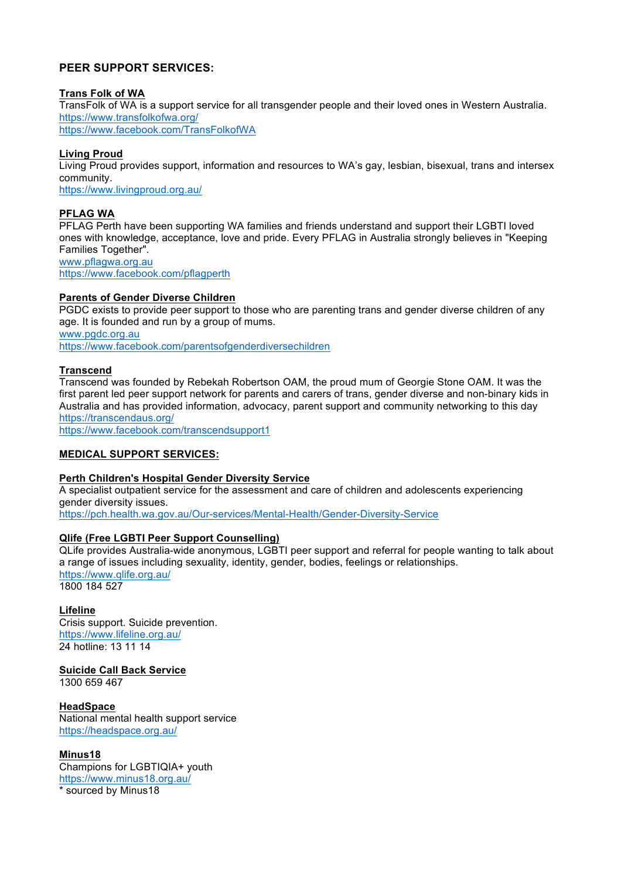## PEER SUPPORT SERVICES:

**Trans Folk of WA**
TransFolk of WA is a support service for all transgender people and their loved ones in Western Australia.
https://www.transfolkofwa.org/
https://www.facebook.com/TransFolkofWA

**Living Proud**
Living Proud provides support, information and resources to WA's gay, lesbian, bisexual, trans and intersex community.
https://www.livingproud.org.au/

**PFLAG WA**
PFLAG Perth have been supporting WA families and friends understand and support their LGBTI loved ones with knowledge, acceptance, love and pride. Every PFLAG in Australia strongly believes in "Keeping Families Together".
www.pflagwa.org.au
https://www.facebook.com/pflagperth

**Parents of Gender Diverse Children**
PGDC exists to provide peer support to those who are parenting trans and gender diverse children of any age. It is founded and run by a group of mums.
www.pgdc.org.au
https://www.facebook.com/parentsofgenderdiversechildren

**Transcend**
Transcend was founded by Rebekah Robertson OAM, the proud mum of Georgie Stone OAM. It was the first parent led peer support network for parents and carers of trans, gender diverse and non-binary kids in Australia and has provided information, advocacy, parent support and community networking to this day
https://transcendaus.org/
https://www.facebook.com/transcendsupport1

## MEDICAL SUPPORT SERVICES:

**Perth Children's Hospital Gender Diversity Service**
A specialist outpatient service for the assessment and care of children and adolescents experiencing gender diversity issues.
https://pch.health.wa.gov.au/Our-services/Mental-Health/Gender-Diversity-Service

**Qlife (Free LGBTI Peer Support Counselling)**
QLife provides Australia-wide anonymous, LGBTI peer support and referral for people wanting to talk about a range of issues including sexuality, identity, gender, bodies, feelings or relationships.
https://www.qlife.org.au/
1800 184 527

**Lifeline**
Crisis support. Suicide prevention.
https://www.lifeline.org.au/
24 hotline: 13 11 14

**Suicide Call Back Service**
1300 659 467

**HeadSpace**
National mental health support service
https://headspace.org.au/

**Minus18**
Champions for LGBTIQIA+ youth
https://www.minus18.org.au/
* sourced by Minus18